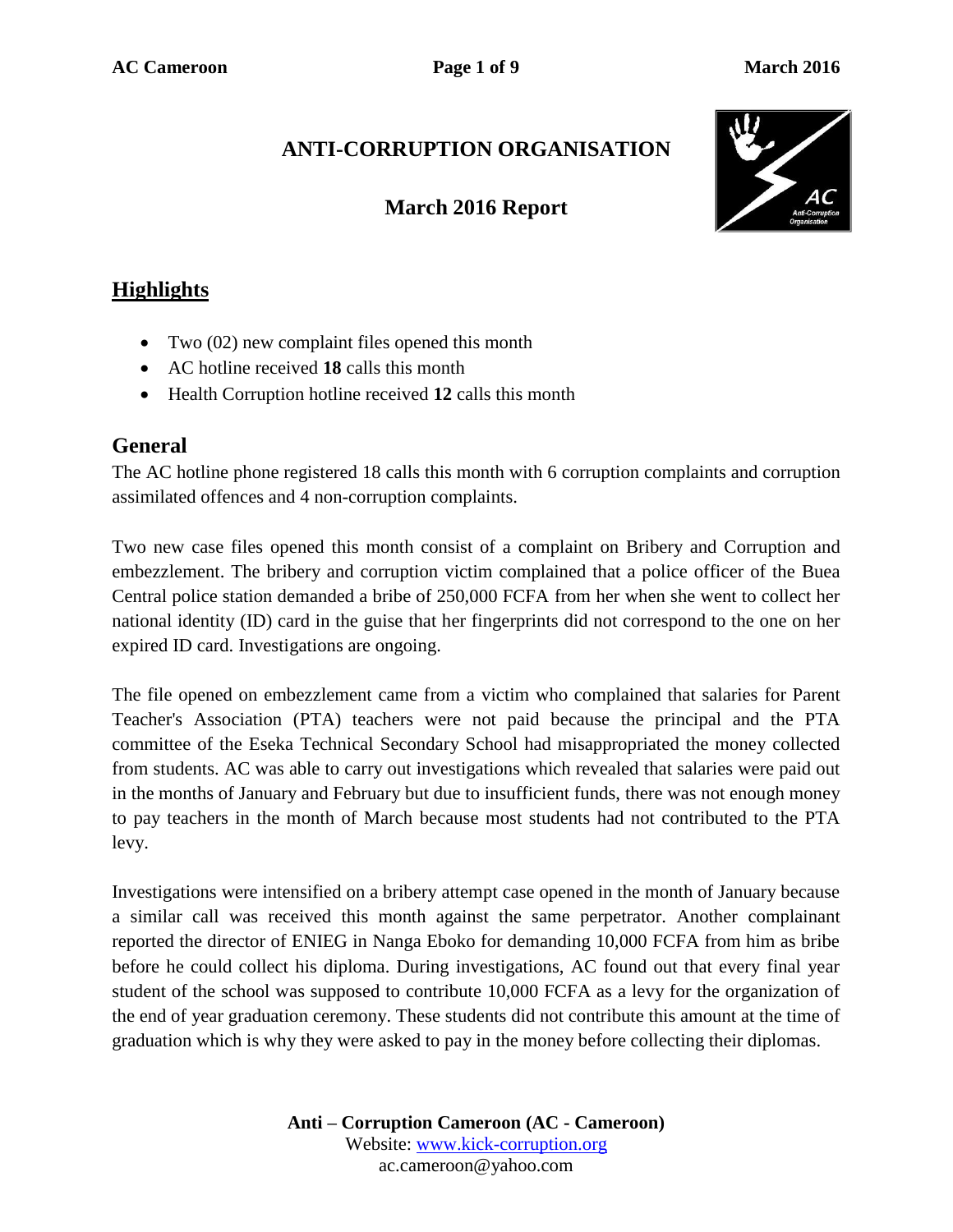# ANTI-CORRUPTION ORGANISATION

## March 2016 Report

## Highlights

- Two (02) new complaint files opened this month
- AC hotline received **18** calls this month
- Health Corruption hotline received **12** calls this month

## General

The AC hotline phone registered 18 calls this month with 6 corruption complaints and corruption assimilated offences and 4 non-corruption complaints.

Two new case files opened this month consist of a complaint on Bribery and Corruption and embezzlement. The bribery and corruption victim complained that a police officer of the Buea Central police station demanded a bribe of 250,000 FCFA from her when she went to collect her national identity (ID) card in the guise that her fingerprints did not correspond to the one on her expired ID card. Investigations are ongoing.

The file opened on embezzlement came from a victim who complained that salaries for Parent Teacher's Association (PTA) teachers were not paid because the principal and the PTA committee of the Eseka Technical Secondary School had misappropriated the money collected from students. AC was able to carry out investigations which revealed that salaries were paid out in the months of January and February but due to insufficient funds, there was not enough money to pay teachers in the month of March because most students had not contributed to the PTA levy.

Investigations were intensified on a bribery attempt case opened in the month of January because a similar call was received this month against the same perpetrator. Another complainant reported the director of ENIEG in Nanga Eboko for demanding 10,000 FCFA from him as bribe before he could collect his diploma. During investigations, AC found out that every final year student of the school was supposed to contribute 10,000 FCFA as a levy for the organization of the end of year graduation ceremony. These students did not contribute this amount at the time of graduation which is why they were asked to pay in the money before collecting their diplomas.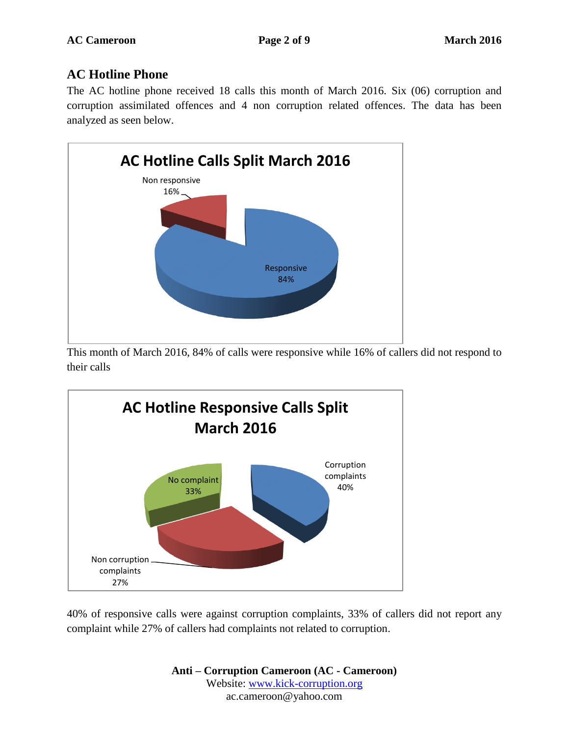## AC Hotline Phone

The AC hotline phone received 18 calls this month of March 2016. Six (06) corruption and corruption assimilated offences and 4 non corruption related offences. The data has been analyzed as seen below.

**AC Hotline Calls Split March 2016**

Non responsive 16%

Responsive 84%

This month of March 2016, 84% of calls were responsive while 16% of callers did not respond to their calls

**AC Hotline Responsive Calls Split March 2016**

Corruption complaints 40%

No complaint 33%

Non corruption complaints 27%

40% of responsive calls were against corruption complaints, 33% of callers did not report any complaint while 27% of callers had complaints not related to corruption.

**Anti – Corruption Cameroon (AC - Cameroon)**
Website: www.kick-corruption.org
ac.cameroon@yahoo.com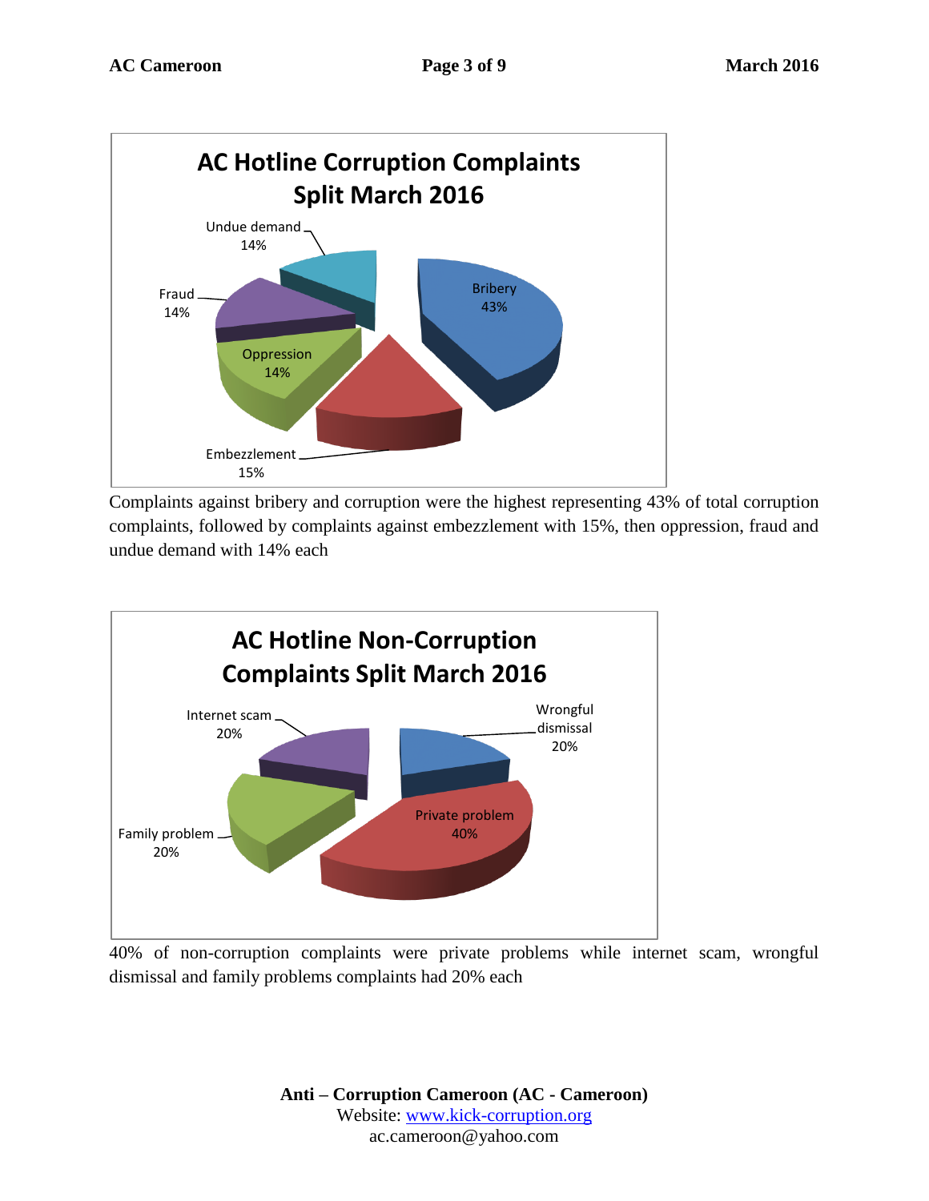**AC Hotline Corruption Complaints Split March 2016**

Bribery 43%
Embezzlement 15%
Oppression 14%
Fraud 14%
Undue demand 14%

Complaints against bribery and corruption were the highest representing 43% of total corruption complaints, followed by complaints against embezzlement with 15%, then oppression, fraud and undue demand with 14% each

**AC Hotline Non-Corruption Complaints Split March 2016**

Private problem 40%
Wrongful dismissal 20%
Internet scam 20%
Family problem 20%

40% of non-corruption complaints were private problems while internet scam, wrongful dismissal and family problems complaints had 20% each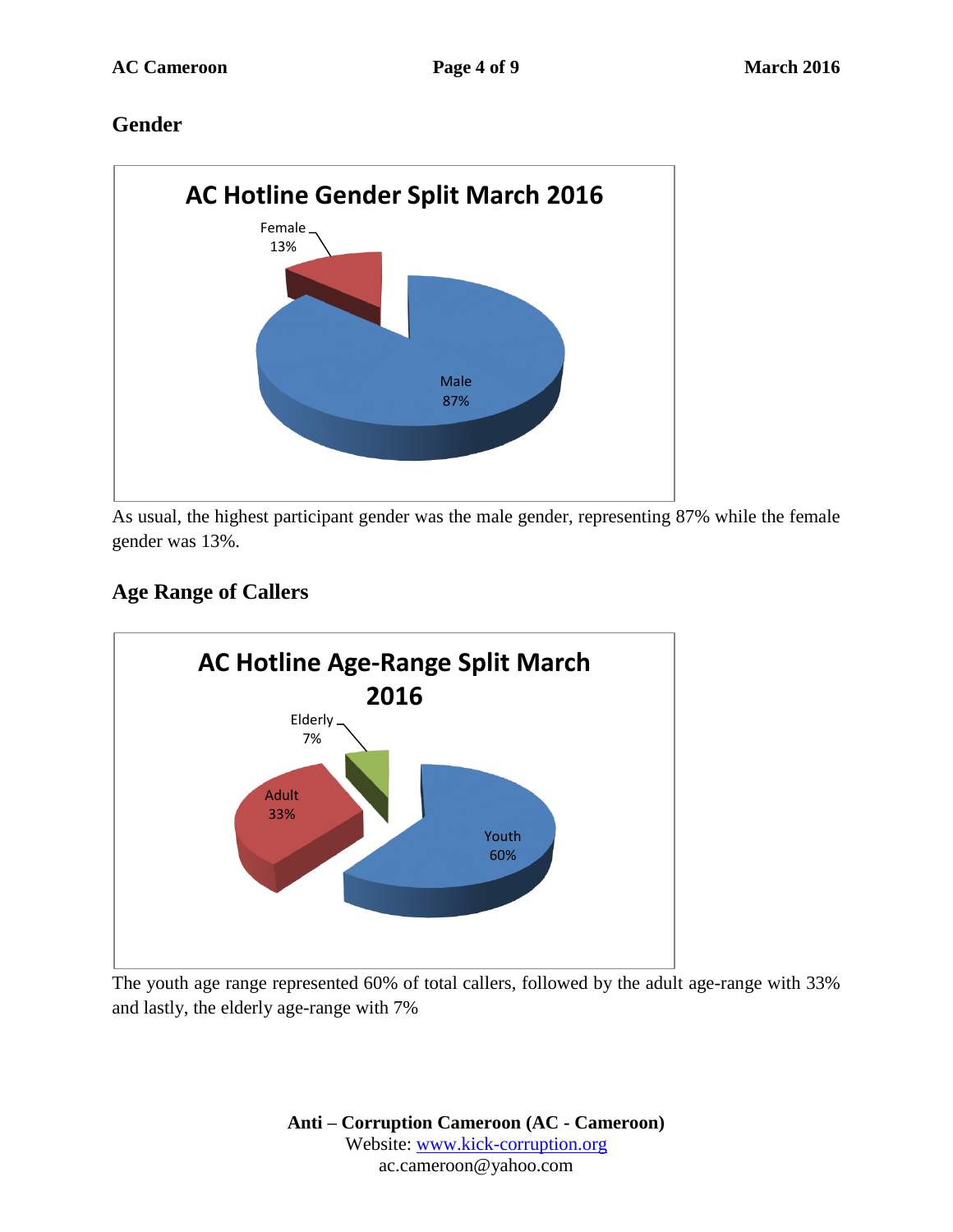## Gender

**AC Hotline Gender Split March 2016**

Female 13%

Male 87%

As usual, the highest participant gender was the male gender, representing 87% while the female gender was 13%.

## Age Range of Callers

**AC Hotline Age-Range Split March 2016**

Elderly 7%

Adult 33%

Youth 60%

The youth age range represented 60% of total callers, followed by the adult age-range with 33% and lastly, the elderly age-range with 7%

**Anti – Corruption Cameroon (AC - Cameroon)**
Website: www.kick-corruption.org
ac.cameroon@yahoo.com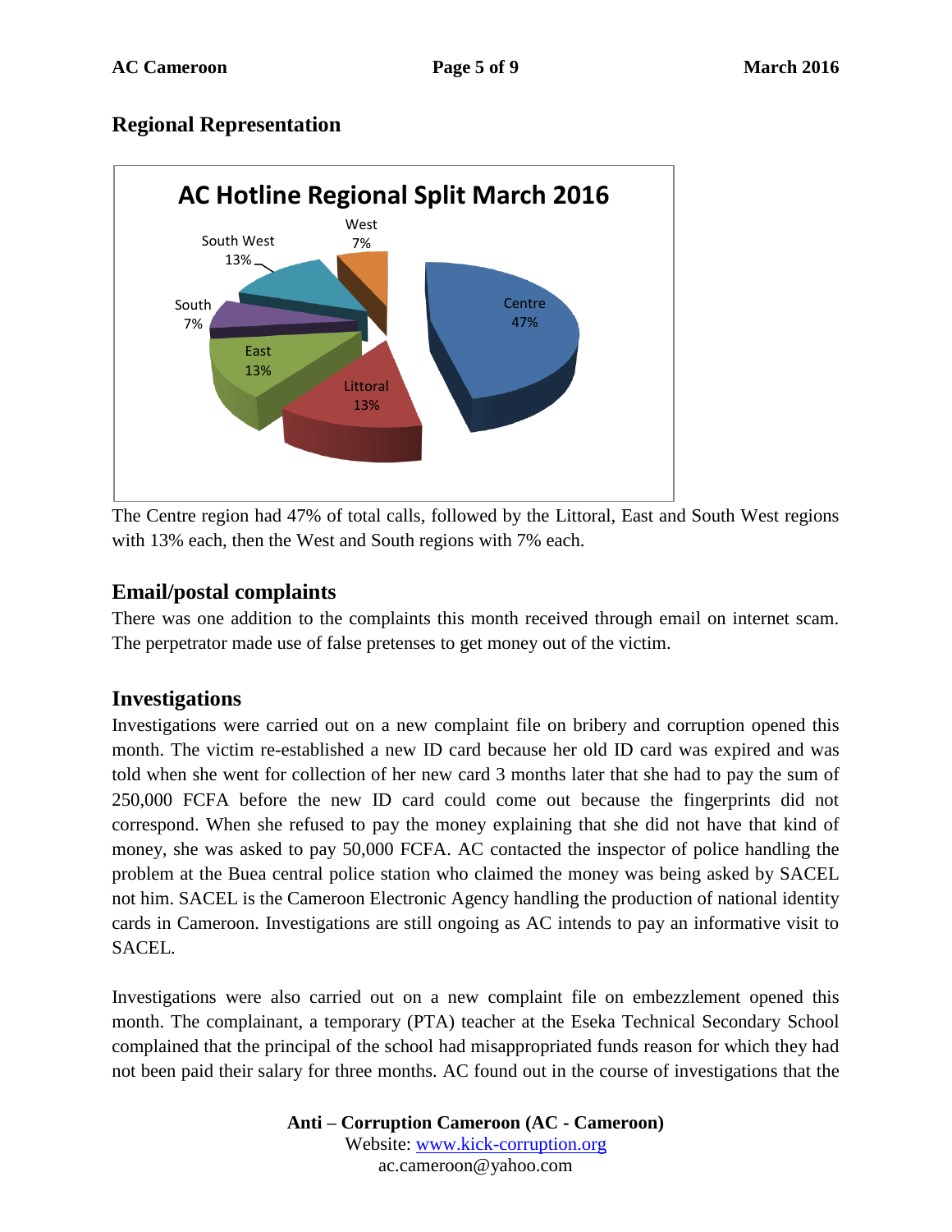## Regional Representation

**AC Hotline Regional Split March 2016**

| Region | Share |
|---|---|
| Centre | 47% |
| Littoral | 13% |
| East | 13% |
| South West | 13% |
| West | 7% |
| South | 7% |

The Centre region had 47% of total calls, followed by the Littoral, East and South West regions with 13% each, then the West and South regions with 7% each.

## Email/postal complaints

There was one addition to the complaints this month received through email on internet scam. The perpetrator made use of false pretenses to get money out of the victim.

## Investigations

Investigations were carried out on a new complaint file on bribery and corruption opened this month. The victim re-established a new ID card because her old ID card was expired and was told when she went for collection of her new card 3 months later that she had to pay the sum of 250,000 FCFA before the new ID card could come out because the fingerprints did not correspond. When she refused to pay the money explaining that she did not have that kind of money, she was asked to pay 50,000 FCFA. AC contacted the inspector of police handling the problem at the Buea central police station who claimed the money was being asked by SACEL not him. SACEL is the Cameroon Electronic Agency handling the production of national identity cards in Cameroon. Investigations are still ongoing as AC intends to pay an informative visit to SACEL.

Investigations were also carried out on a new complaint file on embezzlement opened this month. The complainant, a temporary (PTA) teacher at the Eseka Technical Secondary School complained that the principal of the school had misappropriated funds reason for which they had not been paid their salary for three months. AC found out in the course of investigations that the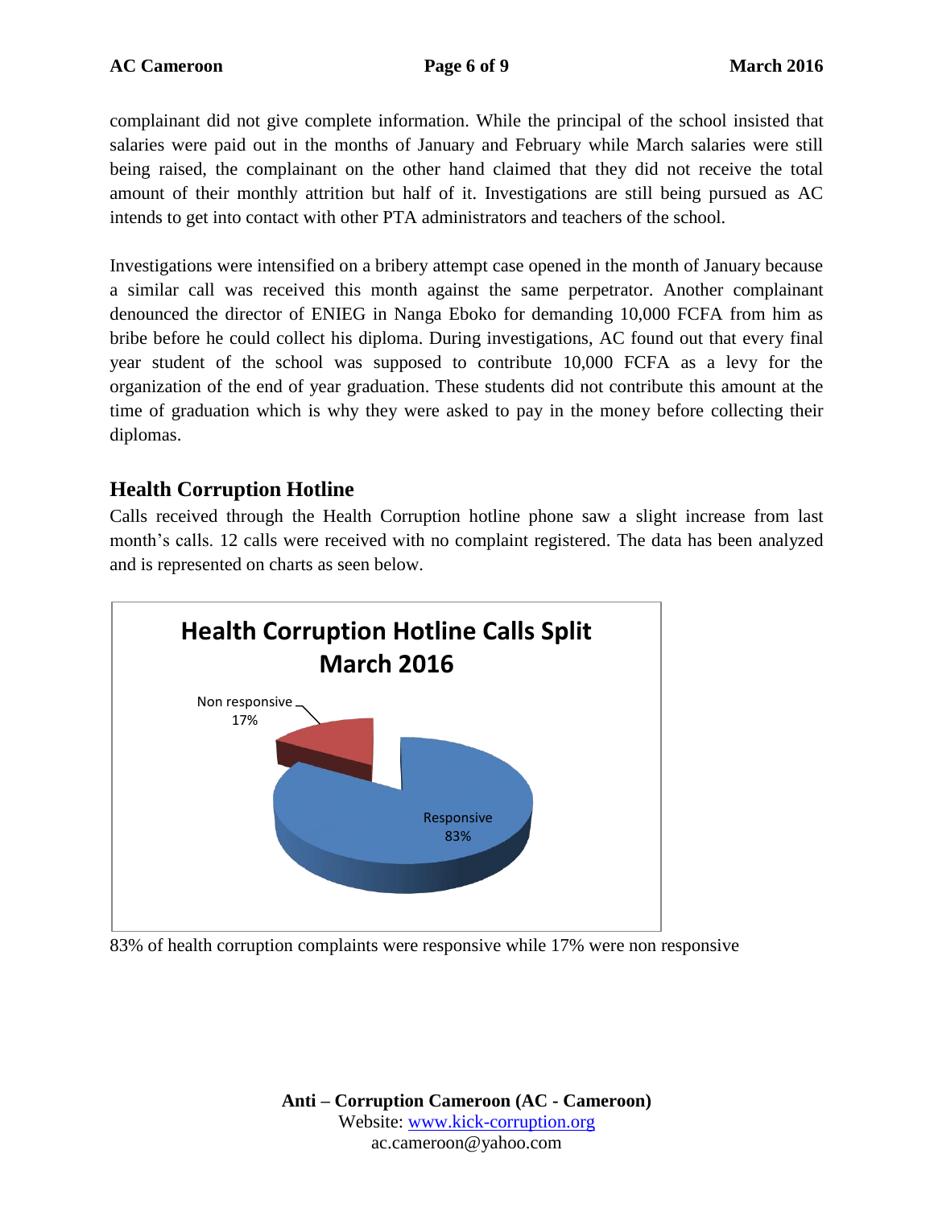complainant did not give complete information. While the principal of the school insisted that salaries were paid out in the months of January and February while March salaries were still being raised, the complainant on the other hand claimed that they did not receive the total amount of their monthly attrition but half of it. Investigations are still being pursued as AC intends to get into contact with other PTA administrators and teachers of the school.

Investigations were intensified on a bribery attempt case opened in the month of January because a similar call was received this month against the same perpetrator. Another complainant denounced the director of ENIEG in Nanga Eboko for demanding 10,000 FCFA from him as bribe before he could collect his diploma. During investigations, AC found out that every final year student of the school was supposed to contribute 10,000 FCFA as a levy for the organization of the end of year graduation. These students did not contribute this amount at the time of graduation which is why they were asked to pay in the money before collecting their diplomas.

## Health Corruption Hotline

Calls received through the Health Corruption hotline phone saw a slight increase from last month's calls. 12 calls were received with no complaint registered. The data has been analyzed and is represented on charts as seen below.

**Health Corruption Hotline Calls Split March 2016**

Non responsive 17%

Responsive 83%

83% of health corruption complaints were responsive while 17% were non responsive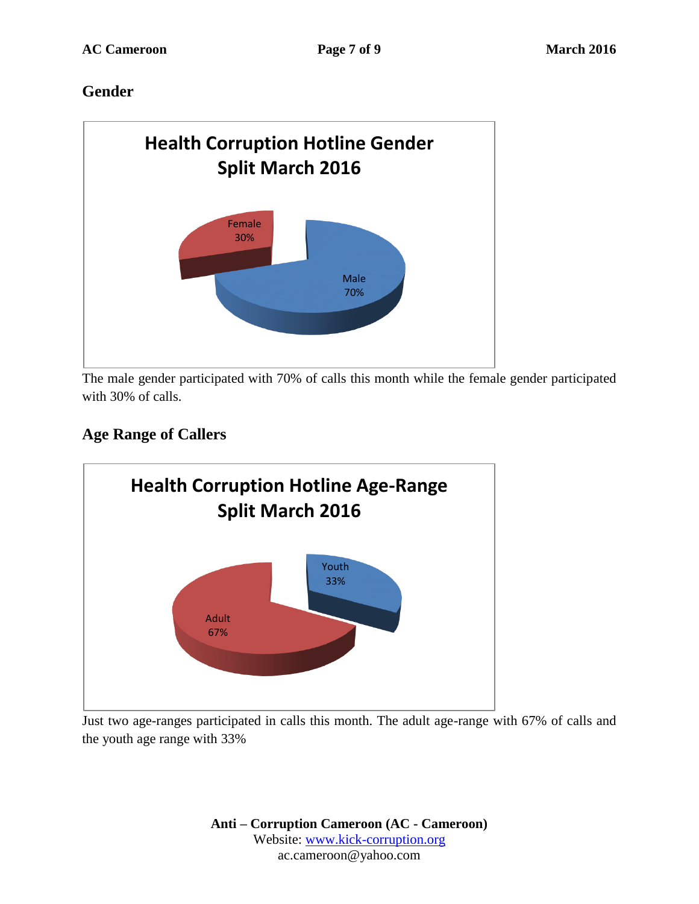## Gender

**Health Corruption Hotline Gender Split March 2016**

| Gender | Percentage |
|---|---|
| Male | 70% |
| Female | 30% |

The male gender participated with 70% of calls this month while the female gender participated with 30% of calls.

## Age Range of Callers

**Health Corruption Hotline Age-Range Split March 2016**

| Age Range | Percentage |
|---|---|
| Adult | 67% |
| Youth | 33% |

Just two age-ranges participated in calls this month. The adult age-range with 67% of calls and the youth age range with 33%

**Anti – Corruption Cameroon (AC - Cameroon)**
Website: www.kick-corruption.org
ac.cameroon@yahoo.com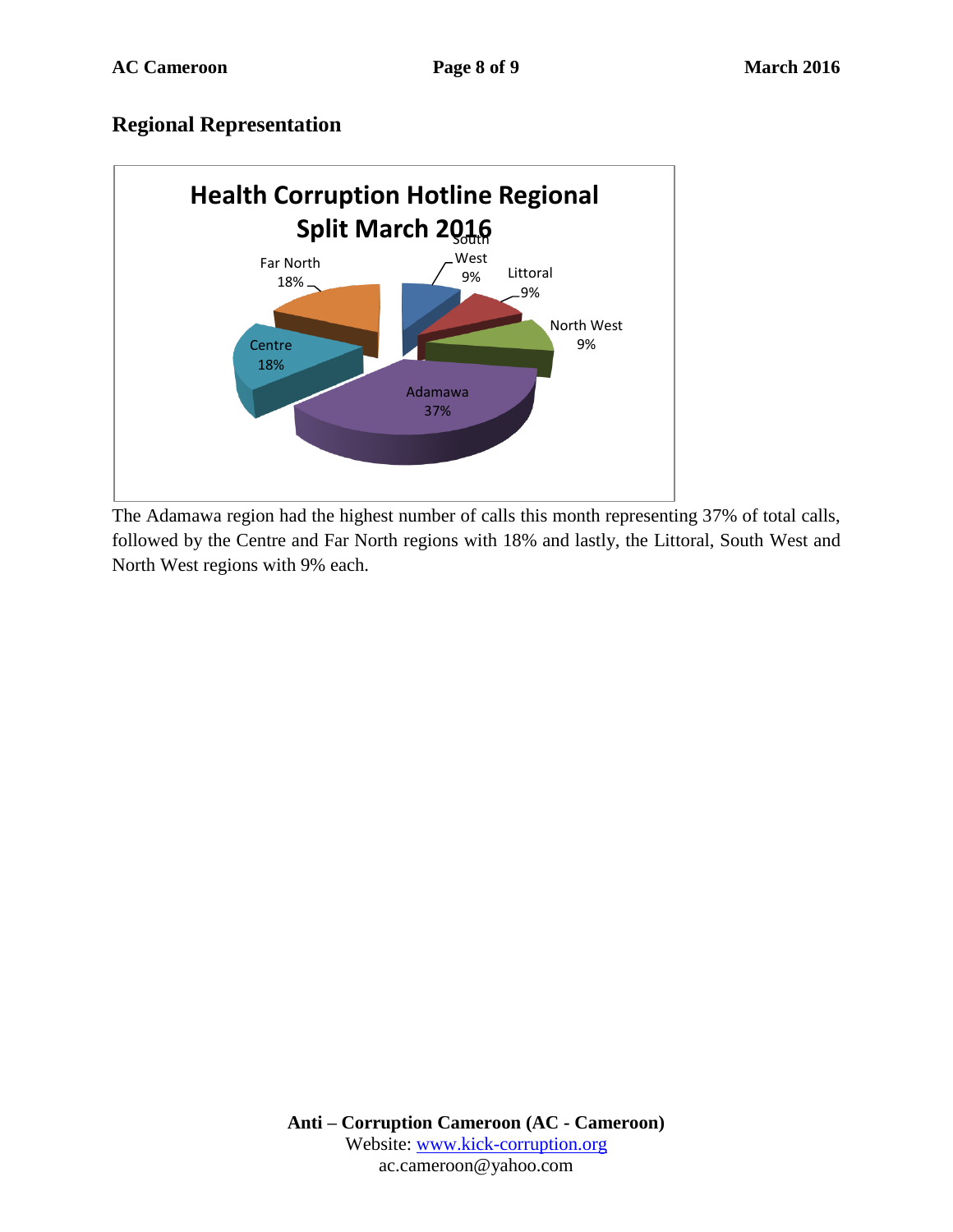## Regional Representation

The Adamawa region had the highest number of calls this month representing 37% of total calls, followed by the Centre and Far North regions with 18% and lastly, the Littoral, South West and North West regions with 9% each.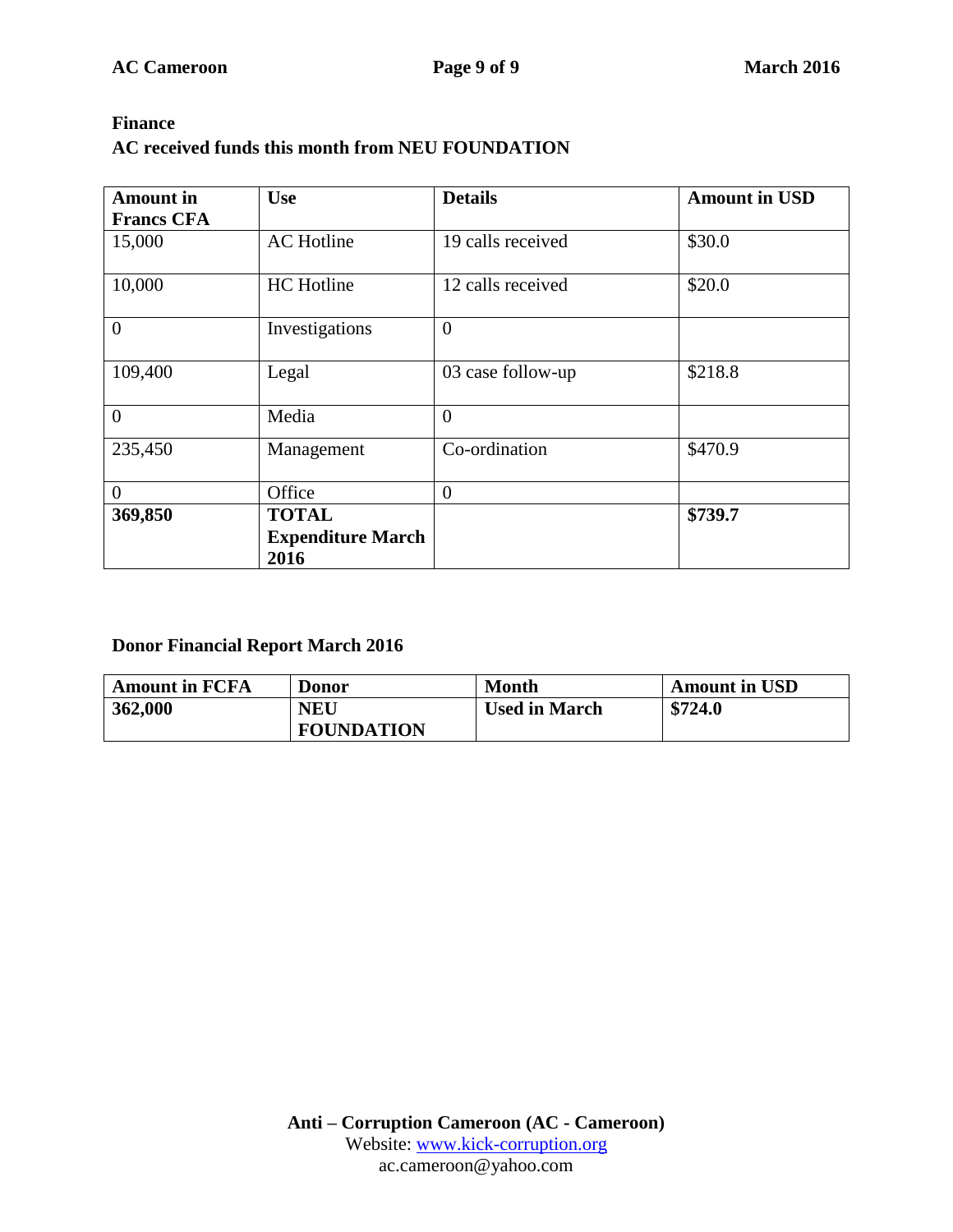**Finance**

**AC received funds this month from NEU FOUNDATION**

| **Amount in Francs CFA** | **Use** | **Details** | **Amount in USD** |
|---|---|---|---|
| 15,000 | AC Hotline | 19 calls received | $30.0 |
| 10,000 | HC Hotline | 12 calls received | $20.0 |
| 0 | Investigations | 0 | |
| 109,400 | Legal | 03 case follow-up | $218.8 |
| 0 | Media | 0 | |
| 235,450 | Management | Co-ordination | $470.9 |
| 0 | Office | 0 | |
| **369,850** | **TOTAL Expenditure March 2016** | | **$739.7** |

**Donor Financial Report March 2016**

| **Amount in FCFA** | **Donor** | **Month** | **Amount in USD** |
|---|---|---|---|
| **362,000** | **NEU FOUNDATION** | **Used in March** | **$724.0** |

**Anti – Corruption Cameroon (AC - Cameroon)**
Website: www.kick-corruption.org
ac.cameroon@yahoo.com